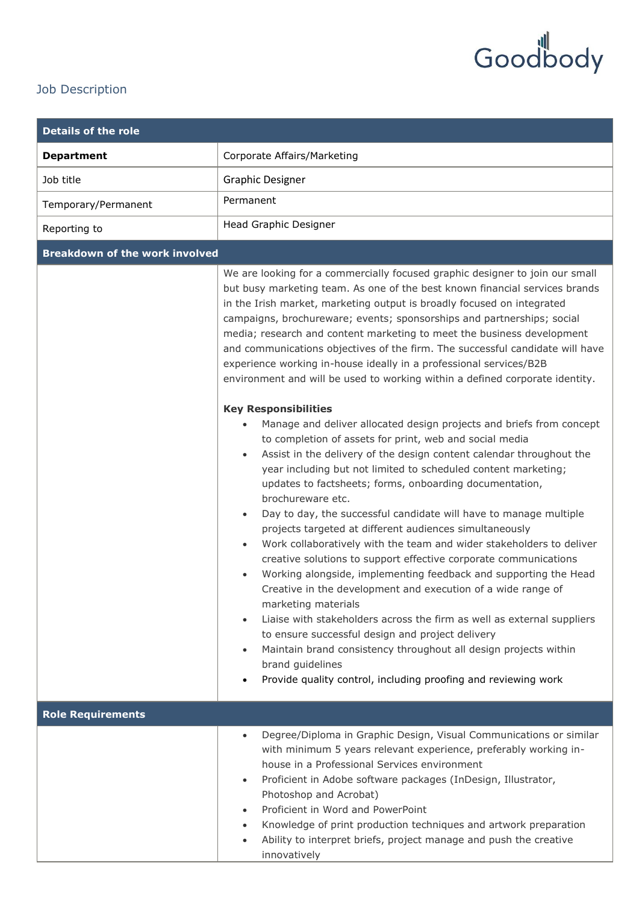Goodbody

## Job Description

| Details of the role | |
|---|---|
| **Department** | Corporate Affairs/Marketing |
| Job title | Graphic Designer |
| Temporary/Permanent | Permanent |
| Reporting to | Head Graphic Designer |

| Breakdown of the work involved | |
|---|---|
| | We are looking for a commercially focused graphic designer to join our small but busy marketing team. As one of the best known financial services brands in the Irish market, marketing output is broadly focused on integrated campaigns, brochureware; events; sponsorships and partnerships; social media; research and content marketing to meet the business development and communications objectives of the firm. The successful candidate will have experience working in-house ideally in a professional services/B2B environment and will be used to working within a defined corporate identity.<br><br>**Key Responsibilities**<br>• Manage and deliver allocated design projects and briefs from concept to completion of assets for print, web and social media<br>• Assist in the delivery of the design content calendar throughout the year including but not limited to scheduled content marketing; updates to factsheets; forms, onboarding documentation, brochureware etc.<br>• Day to day, the successful candidate will have to manage multiple projects targeted at different audiences simultaneously<br>• Work collaboratively with the team and wider stakeholders to deliver creative solutions to support effective corporate communications<br>• Working alongside, implementing feedback and supporting the Head Creative in the development and execution of a wide range of marketing materials<br>• Liaise with stakeholders across the firm as well as external suppliers to ensure successful design and project delivery<br>• Maintain brand consistency throughout all design projects within brand guidelines<br>• Provide quality control, including proofing and reviewing work |

| Role Requirements | |
|---|---|
| | • Degree/Diploma in Graphic Design, Visual Communications or similar with minimum 5 years relevant experience, preferably working in-house in a Professional Services environment<br>• Proficient in Adobe software packages (InDesign, Illustrator, Photoshop and Acrobat)<br>• Proficient in Word and PowerPoint<br>• Knowledge of print production techniques and artwork preparation<br>• Ability to interpret briefs, project manage and push the creative innovatively |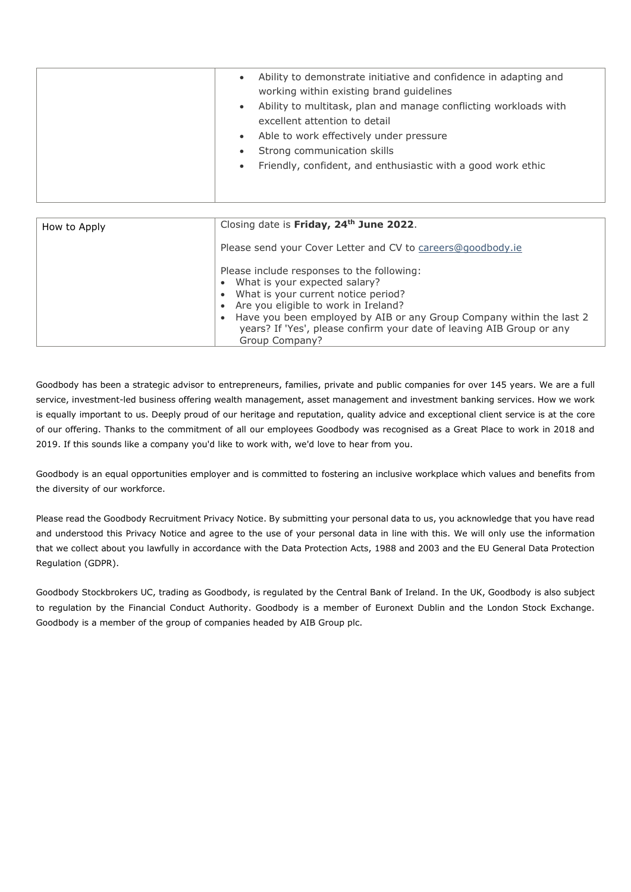| | |
|---|---|
| | • Ability to demonstrate initiative and confidence in adapting and working within existing brand guidelines<br>• Ability to multitask, plan and manage conflicting workloads with excellent attention to detail<br>• Able to work effectively under pressure<br>• Strong communication skills<br>• Friendly, confident, and enthusiastic with a good work ethic |

| | |
|---|---|
| How to Apply | Closing date is **Friday, 24th June 2022**.<br><br>Please send your Cover Letter and CV to careers@goodbody.ie<br><br>Please include responses to the following:<br>• What is your expected salary?<br>• What is your current notice period?<br>• Are you eligible to work in Ireland?<br>• Have you been employed by AIB or any Group Company within the last 2 years? If 'Yes', please confirm your date of leaving AIB Group or any Group Company? |

Goodbody has been a strategic advisor to entrepreneurs, families, private and public companies for over 145 years. We are a full service, investment-led business offering wealth management, asset management and investment banking services. How we work is equally important to us. Deeply proud of our heritage and reputation, quality advice and exceptional client service is at the core of our offering. Thanks to the commitment of all our employees Goodbody was recognised as a Great Place to work in 2018 and 2019. If this sounds like a company you'd like to work with, we'd love to hear from you.

Goodbody is an equal opportunities employer and is committed to fostering an inclusive workplace which values and benefits from the diversity of our workforce.

Please read the Goodbody Recruitment Privacy Notice. By submitting your personal data to us, you acknowledge that you have read and understood this Privacy Notice and agree to the use of your personal data in line with this. We will only use the information that we collect about you lawfully in accordance with the Data Protection Acts, 1988 and 2003 and the EU General Data Protection Regulation (GDPR).

Goodbody Stockbrokers UC, trading as Goodbody, is regulated by the Central Bank of Ireland. In the UK, Goodbody is also subject to regulation by the Financial Conduct Authority. Goodbody is a member of Euronext Dublin and the London Stock Exchange. Goodbody is a member of the group of companies headed by AIB Group plc.